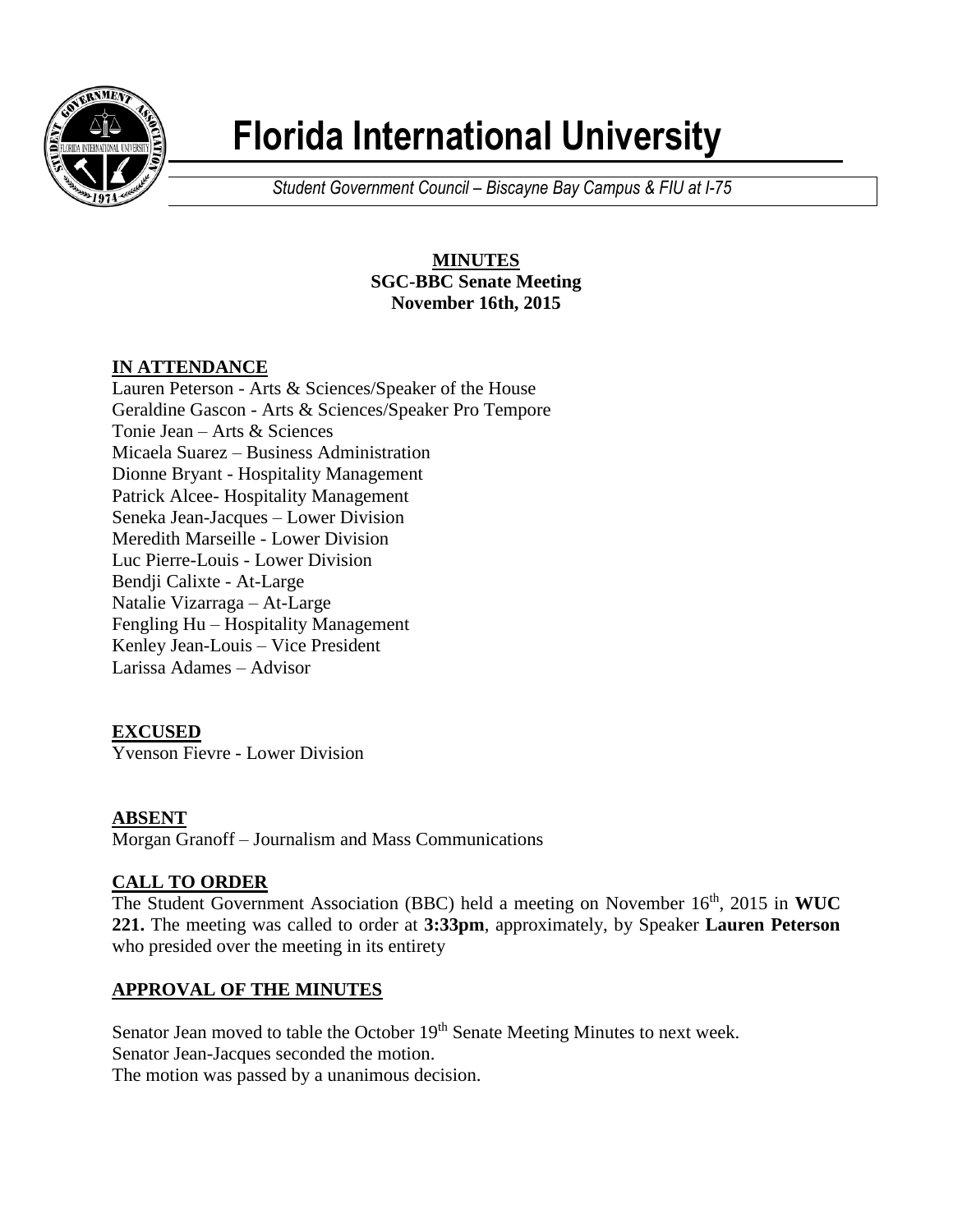# Florida International University

*Student Government Council – Biscayne Bay Campus & FIU at I-75*

**MINUTES**
**SGC-BBC Senate Meeting**
**November 16th, 2015**

## IN ATTENDANCE

Lauren Peterson - Arts & Sciences/Speaker of the House
Geraldine Gascon - Arts & Sciences/Speaker Pro Tempore
Tonie Jean – Arts & Sciences
Micaela Suarez – Business Administration
Dionne Bryant - Hospitality Management
Patrick Alcee- Hospitality Management
Seneka Jean-Jacques – Lower Division
Meredith Marseille - Lower Division
Luc Pierre-Louis - Lower Division
Bendji Calixte - At-Large
Natalie Vizarraga – At-Large
Fengling Hu – Hospitality Management
Kenley Jean-Louis – Vice President
Larissa Adames – Advisor

## EXCUSED

Yvenson Fievre - Lower Division

## ABSENT

Morgan Granoff – Journalism and Mass Communications

## CALL TO ORDER

The Student Government Association (BBC) held a meeting on November 16th, 2015 in **WUC 221.** The meeting was called to order at **3:33pm**, approximately, by Speaker **Lauren Peterson** who presided over the meeting in its entirety

## APPROVAL OF THE MINUTES

Senator Jean moved to table the October 19th Senate Meeting Minutes to next week.
Senator Jean-Jacques seconded the motion.
The motion was passed by a unanimous decision.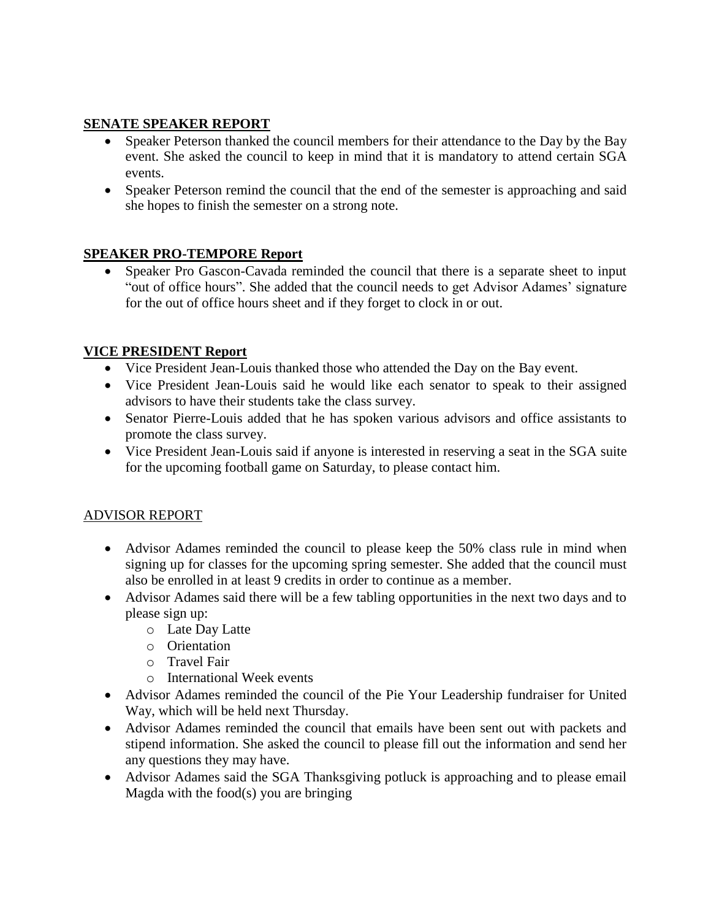## **SENATE SPEAKER REPORT**

- Speaker Peterson thanked the council members for their attendance to the Day by the Bay event. She asked the council to keep in mind that it is mandatory to attend certain SGA events.
- Speaker Peterson remind the council that the end of the semester is approaching and said she hopes to finish the semester on a strong note.

## **SPEAKER PRO-TEMPORE Report**

- Speaker Pro Gascon-Cavada reminded the council that there is a separate sheet to input "out of office hours". She added that the council needs to get Advisor Adames' signature for the out of office hours sheet and if they forget to clock in or out.

## **VICE PRESIDENT Report**

- Vice President Jean-Louis thanked those who attended the Day on the Bay event.
- Vice President Jean-Louis said he would like each senator to speak to their assigned advisors to have their students take the class survey.
- Senator Pierre-Louis added that he has spoken various advisors and office assistants to promote the class survey.
- Vice President Jean-Louis said if anyone is interested in reserving a seat in the SGA suite for the upcoming football game on Saturday, to please contact him.

## ADVISOR REPORT

- Advisor Adames reminded the council to please keep the 50% class rule in mind when signing up for classes for the upcoming spring semester. She added that the council must also be enrolled in at least 9 credits in order to continue as a member.
- Advisor Adames said there will be a few tabling opportunities in the next two days and to please sign up:
    - Late Day Latte
    - Orientation
    - Travel Fair
    - International Week events
- Advisor Adames reminded the council of the Pie Your Leadership fundraiser for United Way, which will be held next Thursday.
- Advisor Adames reminded the council that emails have been sent out with packets and stipend information. She asked the council to please fill out the information and send her any questions they may have.
- Advisor Adames said the SGA Thanksgiving potluck is approaching and to please email Magda with the food(s) you are bringing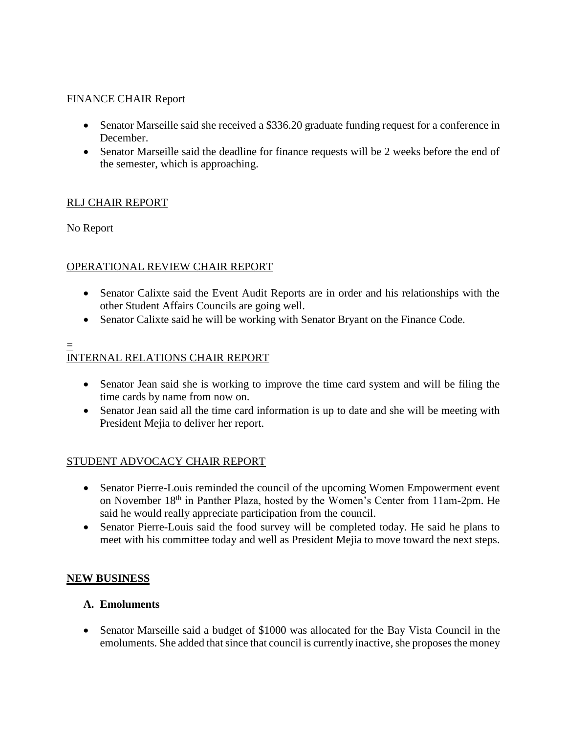FINANCE CHAIR Report

- Senator Marseille said she received a $336.20 graduate funding request for a conference in December.
- Senator Marseille said the deadline for finance requests will be 2 weeks before the end of the semester, which is approaching.

RLJ CHAIR REPORT

No Report

OPERATIONAL REVIEW CHAIR REPORT

- Senator Calixte said the Event Audit Reports are in order and his relationships with the other Student Affairs Councils are going well.
- Senator Calixte said he will be working with Senator Bryant on the Finance Code.

INTERNAL RELATIONS CHAIR REPORT

- Senator Jean said she is working to improve the time card system and will be filing the time cards by name from now on.
- Senator Jean said all the time card information is up to date and she will be meeting with President Mejia to deliver her report.

STUDENT ADVOCACY CHAIR REPORT

- Senator Pierre-Louis reminded the council of the upcoming Women Empowerment event on November 18th in Panther Plaza, hosted by the Women's Center from 11am-2pm. He said he would really appreciate participation from the council.
- Senator Pierre-Louis said the food survey will be completed today. He said he plans to meet with his committee today and well as President Mejia to move toward the next steps.

**NEW BUSINESS**

**A. Emoluments**

- Senator Marseille said a budget of $1000 was allocated for the Bay Vista Council in the emoluments. She added that since that council is currently inactive, she proposes the money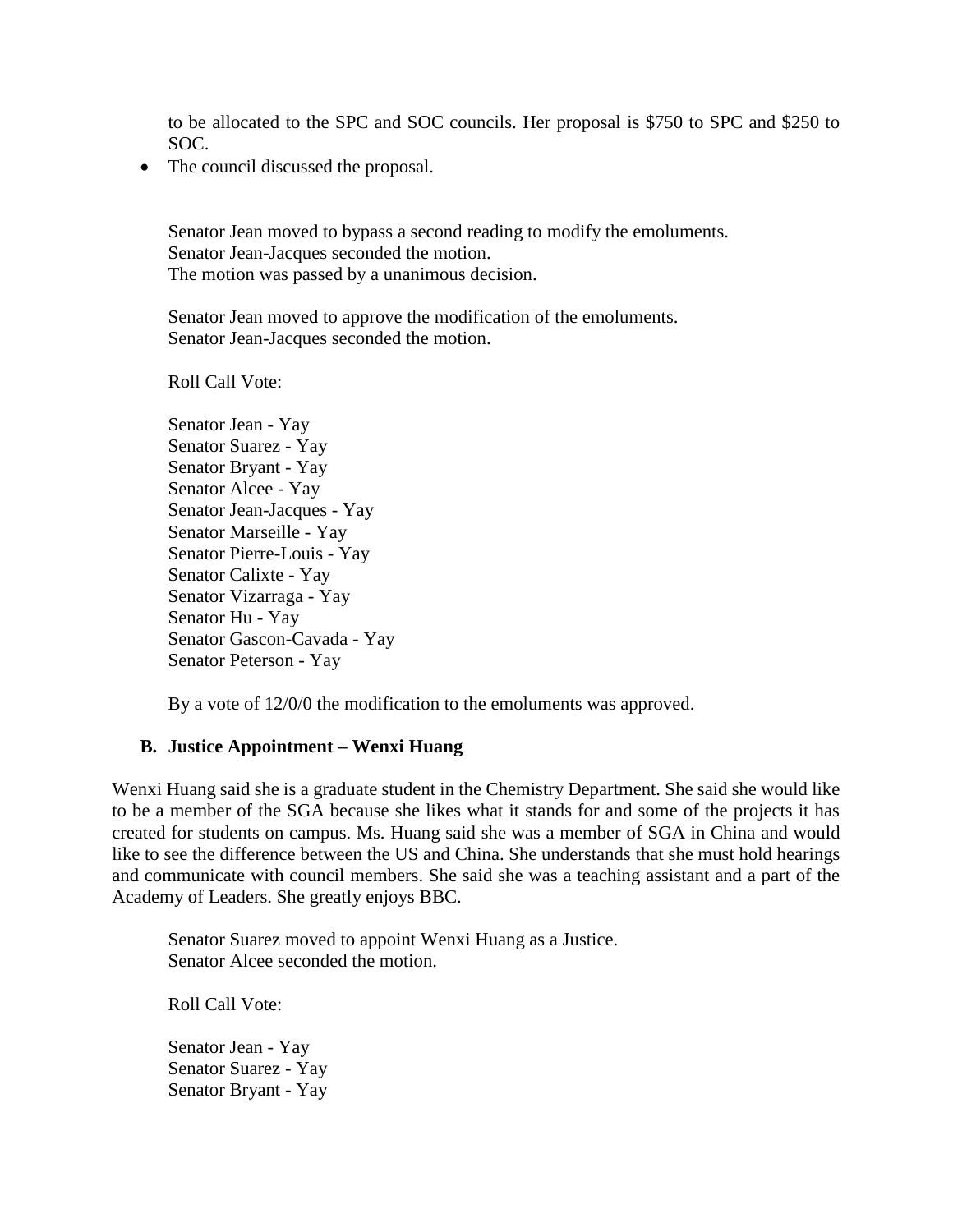to be allocated to the SPC and SOC councils. Her proposal is $750 to SPC and $250 to SOC.

- The council discussed the proposal.

Senator Jean moved to bypass a second reading to modify the emoluments.
Senator Jean-Jacques seconded the motion.
The motion was passed by a unanimous decision.

Senator Jean moved to approve the modification of the emoluments.
Senator Jean-Jacques seconded the motion.

Roll Call Vote:

Senator Jean - Yay
Senator Suarez - Yay
Senator Bryant - Yay
Senator Alcee - Yay
Senator Jean-Jacques - Yay
Senator Marseille - Yay
Senator Pierre-Louis - Yay
Senator Calixte - Yay
Senator Vizarraga - Yay
Senator Hu - Yay
Senator Gascon-Cavada - Yay
Senator Peterson - Yay

By a vote of 12/0/0 the modification to the emoluments was approved.

**B. Justice Appointment – Wenxi Huang**

Wenxi Huang said she is a graduate student in the Chemistry Department. She said she would like to be a member of the SGA because she likes what it stands for and some of the projects it has created for students on campus. Ms. Huang said she was a member of SGA in China and would like to see the difference between the US and China. She understands that she must hold hearings and communicate with council members. She said she was a teaching assistant and a part of the Academy of Leaders. She greatly enjoys BBC.

Senator Suarez moved to appoint Wenxi Huang as a Justice.
Senator Alcee seconded the motion.

Roll Call Vote:

Senator Jean - Yay
Senator Suarez - Yay
Senator Bryant - Yay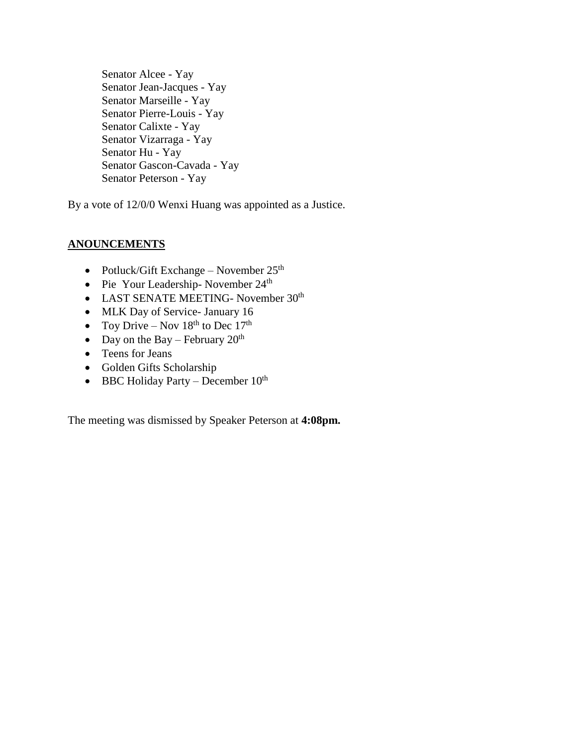Senator Alcee - Yay
Senator Jean-Jacques - Yay
Senator Marseille - Yay
Senator Pierre-Louis - Yay
Senator Calixte - Yay
Senator Vizarraga - Yay
Senator Hu - Yay
Senator Gascon-Cavada - Yay
Senator Peterson - Yay

By a vote of 12/0/0 Wenxi Huang was appointed as a Justice.

## ANOUNCEMENTS

- Potluck/Gift Exchange – November 25th
- Pie Your Leadership- November 24th
- LAST SENATE MEETING- November 30th
- MLK Day of Service- January 16
- Toy Drive – Nov 18th to Dec 17th
- Day on the Bay – February 20th
- Teens for Jeans
- Golden Gifts Scholarship
- BBC Holiday Party – December 10th

The meeting was dismissed by Speaker Peterson at **4:08pm.**